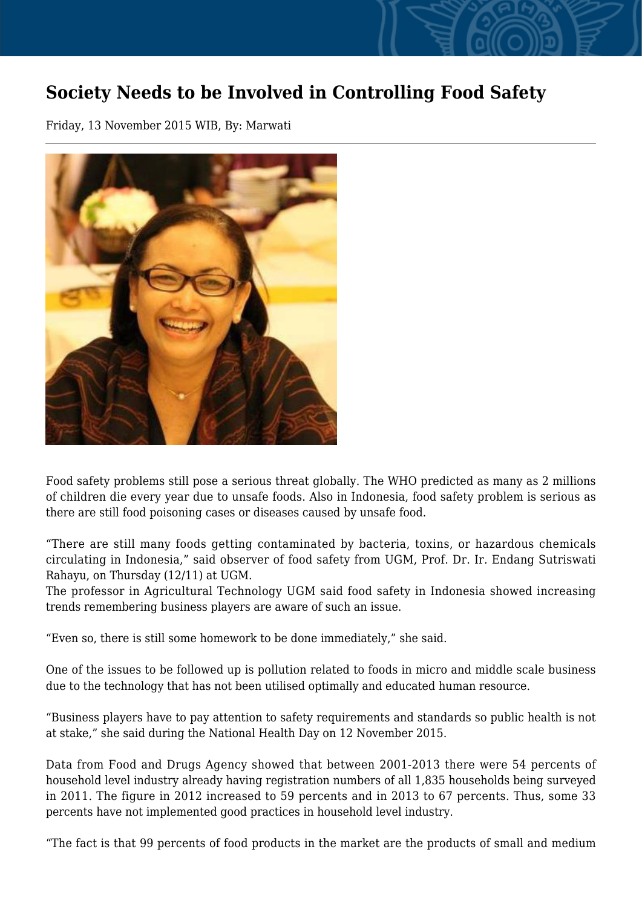# Society Needs to be Involved in Controlling Food Safety

Friday, 13 November 2015 WIB, By: Marwati

Food safety problems still pose a serious threat globally. The WHO predicted as many as 2 millions of children die every year due to unsafe foods. Also in Indonesia, food safety problem is serious as there are still food poisoning cases or diseases caused by unsafe food.

“There are still many foods getting contaminated by bacteria, toxins, or hazardous chemicals circulating in Indonesia,” said observer of food safety from UGM, Prof. Dr. Ir. Endang Sutriswati Rahayu, on Thursday (12/11) at UGM.
The professor in Agricultural Technology UGM said food safety in Indonesia showed increasing trends remembering business players are aware of such an issue.

“Even so, there is still some homework to be done immediately,” she said.

One of the issues to be followed up is pollution related to foods in micro and middle scale business due to the technology that has not been utilised optimally and educated human resource.

“Business players have to pay attention to safety requirements and standards so public health is not at stake,” she said during the National Health Day on 12 November 2015.

Data from Food and Drugs Agency showed that between 2001-2013 there were 54 percents of household level industry already having registration numbers of all 1,835 households being surveyed in 2011. The figure in 2012 increased to 59 percents and in 2013 to 67 percents. Thus, some 33 percents have not implemented good practices in household level industry.

“The fact is that 99 percents of food products in the market are the products of small and medium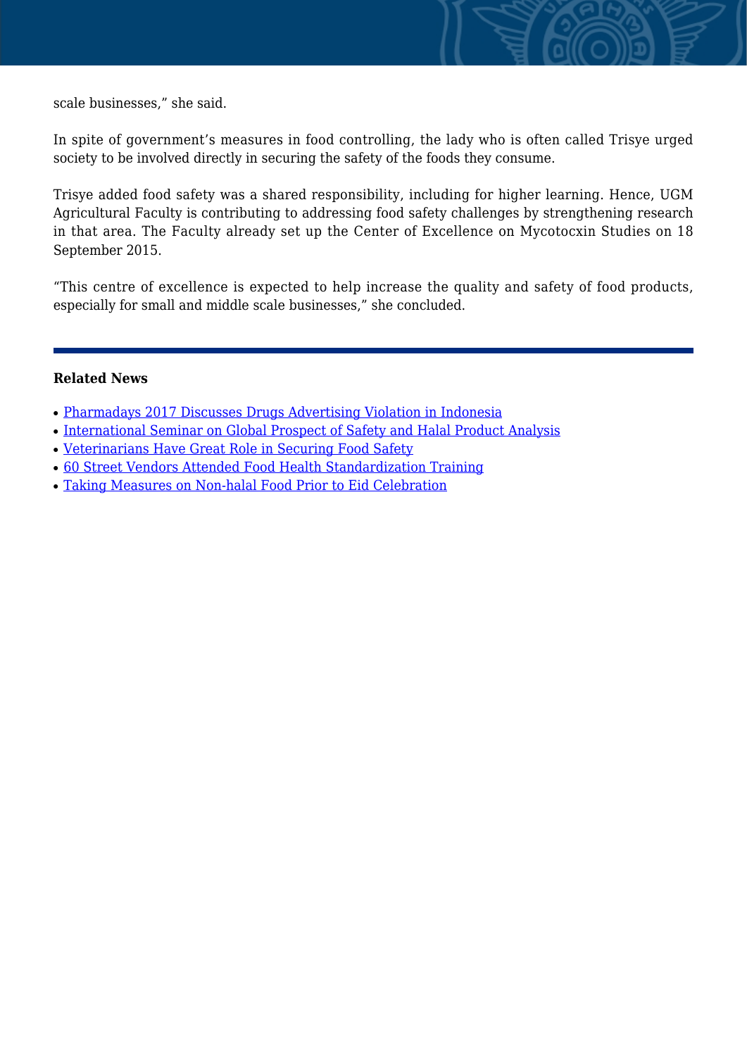scale businesses," she said.

In spite of government's measures in food controlling, the lady who is often called Trisye urged society to be involved directly in securing the safety of the foods they consume.

Trisye added food safety was a shared responsibility, including for higher learning. Hence, UGM Agricultural Faculty is contributing to addressing food safety challenges by strengthening research in that area. The Faculty already set up the Center of Excellence on Mycotocxin Studies on 18 September 2015.

"This centre of excellence is expected to help increase the quality and safety of food products, especially for small and middle scale businesses," she concluded.

---

**Related News**

- Pharmadays 2017 Discusses Drugs Advertising Violation in Indonesia
- International Seminar on Global Prospect of Safety and Halal Product Analysis
- Veterinarians Have Great Role in Securing Food Safety
- 60 Street Vendors Attended Food Health Standardization Training
- Taking Measures on Non-halal Food Prior to Eid Celebration